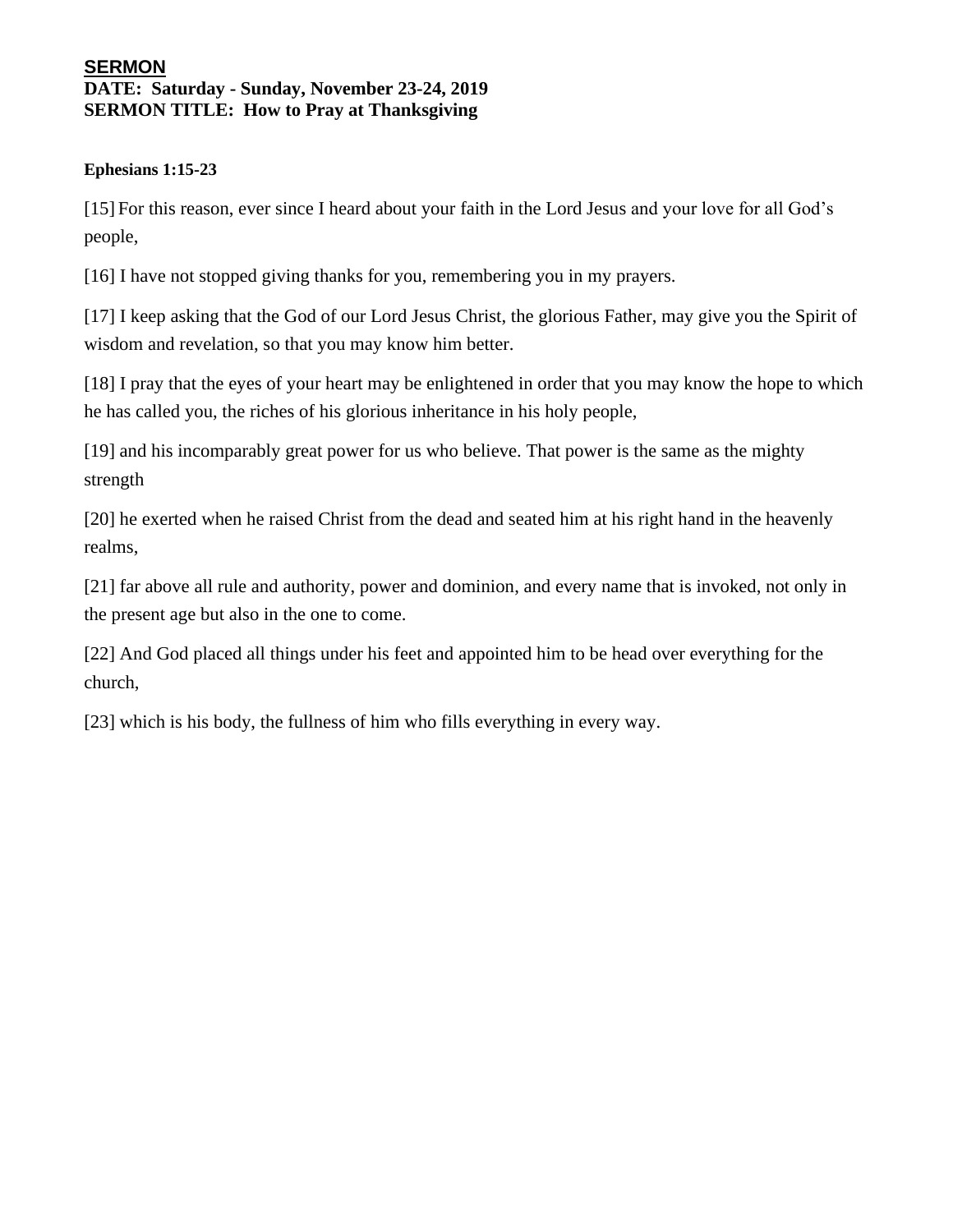**SERMON**

**DATE: Saturday - Sunday, November 23-24, 2019**

**SERMON TITLE: How to Pray at Thanksgiving**

**Ephesians 1:15-23**

[15] For this reason, ever since I heard about your faith in the Lord Jesus and your love for all God's people,

[16] I have not stopped giving thanks for you, remembering you in my prayers.

[17] I keep asking that the God of our Lord Jesus Christ, the glorious Father, may give you the Spirit of wisdom and revelation, so that you may know him better.

[18] I pray that the eyes of your heart may be enlightened in order that you may know the hope to which he has called you, the riches of his glorious inheritance in his holy people,

[19] and his incomparably great power for us who believe. That power is the same as the mighty strength

[20] he exerted when he raised Christ from the dead and seated him at his right hand in the heavenly realms,

[21] far above all rule and authority, power and dominion, and every name that is invoked, not only in the present age but also in the one to come.

[22] And God placed all things under his feet and appointed him to be head over everything for the church,

[23] which is his body, the fullness of him who fills everything in every way.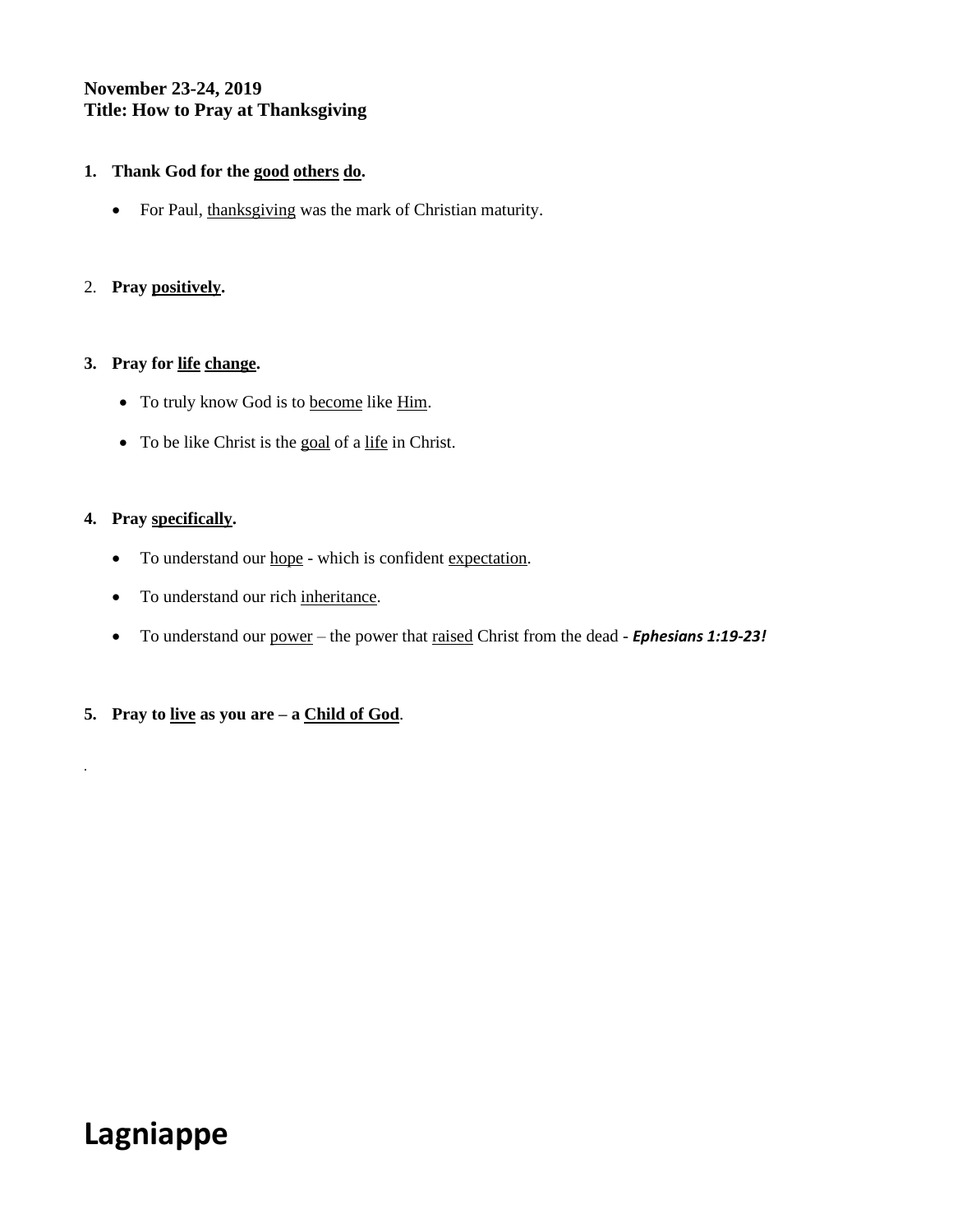**November 23-24, 2019**
**Title: How to Pray at Thanksgiving**

1. **Thank God for the <u>good</u> <u>others</u> <u>do</u>.**
   - For Paul, <u>thanksgiving</u> was the mark of Christian maturity.

2. **Pray <u>positively</u>.**

3. **Pray for <u>life</u> <u>change</u>.**
   - To truly know God is to <u>become</u> like <u>Him</u>.
   - To be like Christ is the <u>goal</u> of a <u>life</u> in Christ.

4. **Pray <u>specifically</u>.**
   - To understand our <u>hope</u> - which is confident <u>expectation</u>.
   - To understand our rich <u>inheritance</u>.
   - To understand our <u>power</u> – the power that <u>raised</u> Christ from the dead - ***Ephesians 1:19-23!***

5. **Pray to <u>live</u> as you are – a <u>Child of God</u>.**

.

# Lagniappe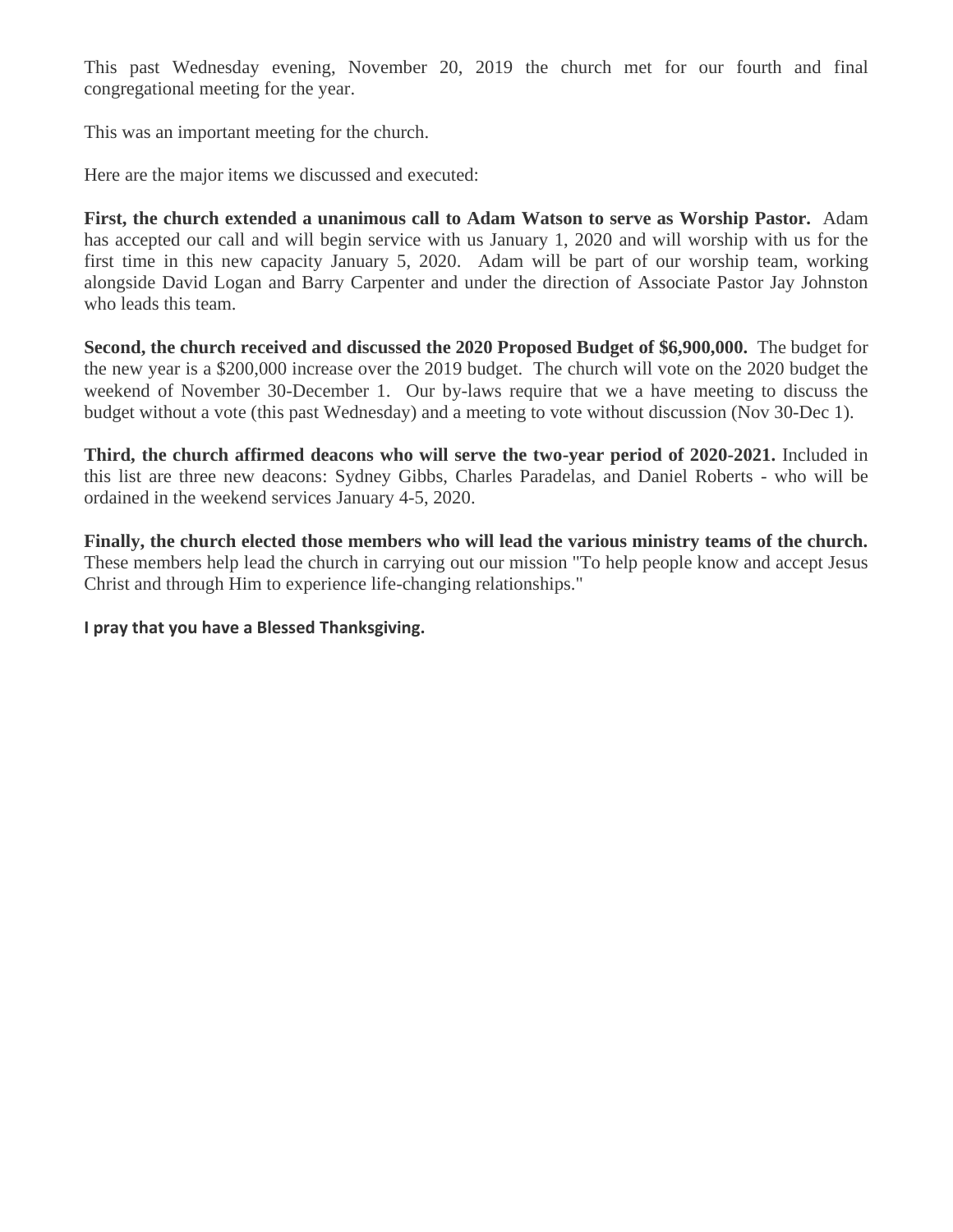This past Wednesday evening, November 20, 2019 the church met for our fourth and final congregational meeting for the year.

This was an important meeting for the church.

Here are the major items we discussed and executed:

**First, the church extended a unanimous call to Adam Watson to serve as Worship Pastor.** Adam has accepted our call and will begin service with us January 1, 2020 and will worship with us for the first time in this new capacity January 5, 2020. Adam will be part of our worship team, working alongside David Logan and Barry Carpenter and under the direction of Associate Pastor Jay Johnston who leads this team.

**Second, the church received and discussed the 2020 Proposed Budget of $6,900,000.** The budget for the new year is a $200,000 increase over the 2019 budget. The church will vote on the 2020 budget the weekend of November 30-December 1. Our by-laws require that we a have meeting to discuss the budget without a vote (this past Wednesday) and a meeting to vote without discussion (Nov 30-Dec 1).

**Third, the church affirmed deacons who will serve the two-year period of 2020-2021.** Included in this list are three new deacons: Sydney Gibbs, Charles Paradelas, and Daniel Roberts - who will be ordained in the weekend services January 4-5, 2020.

**Finally, the church elected those members who will lead the various ministry teams of the church.** These members help lead the church in carrying out our mission "To help people know and accept Jesus Christ and through Him to experience life-changing relationships."

**I pray that you have a Blessed Thanksgiving.**